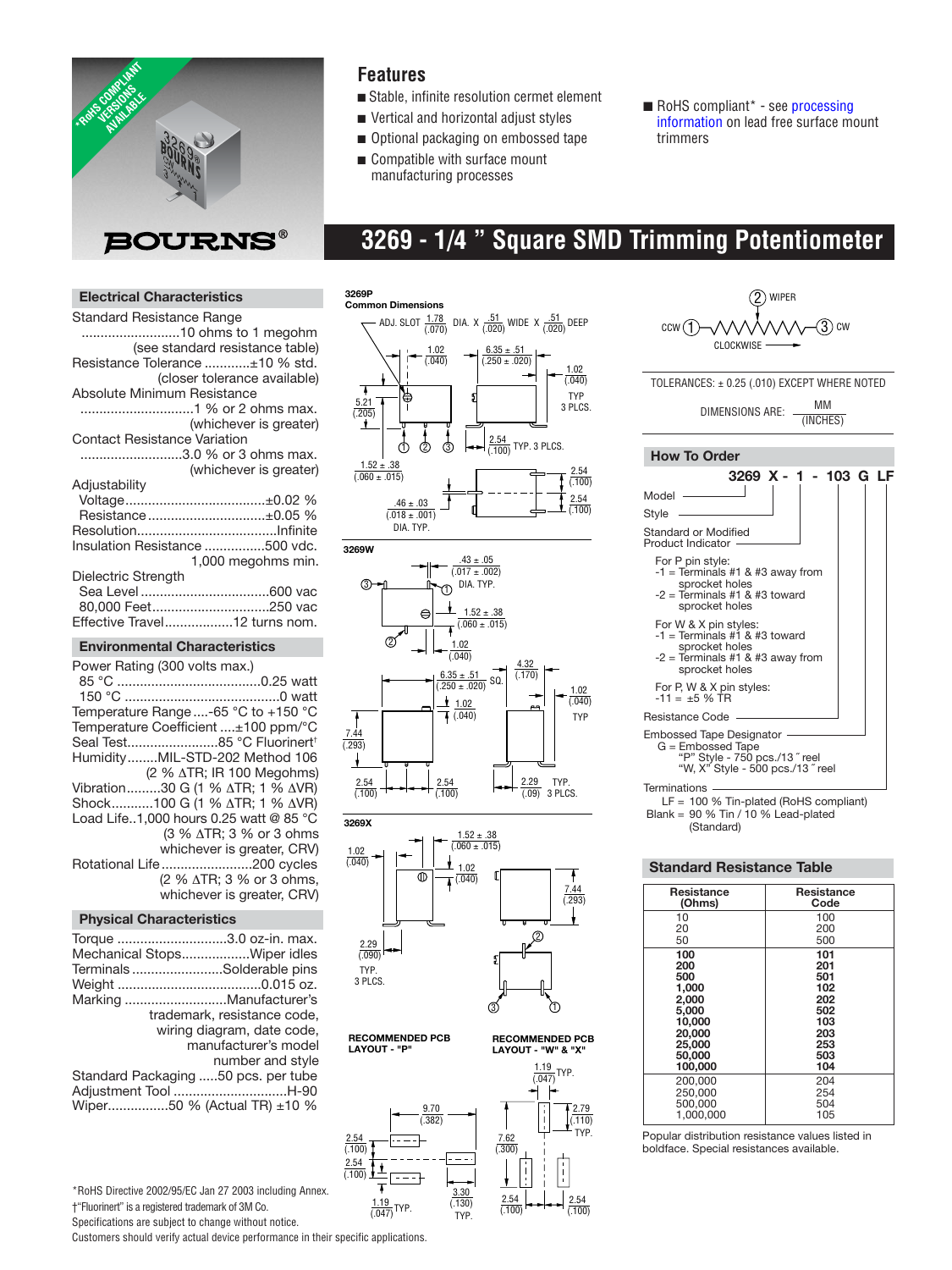# 3269 - 1/4 " Square SMD Trimming Potentiometer

## Features

- Stable, infinite resolution cermet element
- Vertical and horizontal adjust styles
- Optional packaging on embossed tape
- Compatible with surface mount manufacturing processes
- RoHS compliant* - see processing information on lead free surface mount trimmers

## Electrical Characteristics

Standard Resistance Range ..........................10 ohms to 1 megohm (see standard resistance table)
Resistance Tolerance ............±10 % std. (closer tolerance available)
Absolute Minimum Resistance ..............................1 % or 2 ohms max. (whichever is greater)
Contact Resistance Variation ...........................3.0 % or 3 ohms max. (whichever is greater)
Adjustability
Voltage.....................................±0.02 %
Resistance...............................±0.05 %
Resolution.....................................Infinite
Insulation Resistance ...............500 vdc. 1,000 megohms min.
Dielectric Strength
Sea Level .................................600 vac
80,000 Feet..............................250 vac
Effective Travel..................12 turns nom.

## Environmental Characteristics

Power Rating (300 volts max.)
85 °C ......................................0.25 watt
150 °C .........................................0 watt
Temperature Range....-65 °C to +150 °C
Temperature Coefficient ....±100 ppm/°C
Seal Test........................85 °C Fluorinert†
Humidity........MIL-STD-202 Method 106 (2 % ΔTR; IR 100 Megohms)
Vibration.........30 G (1 % ΔTR; 1 % ΔVR)
Shock...........100 G (1 % ΔTR; 1 % ΔVR)
Load Life..1,000 hours 0.25 watt @ 85 °C (3 % ΔTR; 3 % or 3 ohms whichever is greater, CRV)
Rotational Life........................200 cycles (2 % ΔTR; 3 % or 3 ohms, whichever is greater, CRV)

## Physical Characteristics

Torque .............................3.0 oz-in. max.
Mechanical Stops.................Wiper idles
Terminals ........................Solderable pins
Weight ......................................0.015 oz.
Marking ...........................Manufacturer's trademark, resistance code, wiring diagram, date code, manufacturer's model number and style
Standard Packaging .....50 pcs. per tube
Adjustment Tool .............................H-90
Wiper................50 % (Actual TR) ±10 %

**3269P** Common Dimensions

ADJ. SLOT 1.78 (.070) DIA. X .51 (.020) WIDE X .51 (.020) DEEP

1.02 (.040); 6.35 ± .51 (.250 ± .020); 1.02 (.040) TYP 3 PLCS.; 5.21 (.205); 2.54 (.100) TYP. 3 PLCS.; 1.52 ± .38 (.060 ± .015); .46 ± .03 (.018 ± .001) DIA. TYP.; 2.54 (.100); 2.54 (.100)

**3269W**

.43 ± .05 (.017 ± .002) DIA. TYP.; 1.52 ± .38 (.060 ± .015); 1.02 (.040); 6.35 ± .51 (.250 ± .020) SQ.; 4.32 (.170); 1.02 (.040); 1.02 (.040) TYP; 7.44 (.293); 2.54 (.100); 2.54 (.100); 2.29 (.09) TYP. 3 PLCS.

**3269X**

1.52 ± .38 (.060 ± .015); 1.02 (.040); 1.02 (.040); 7.44 (.293); 2.29 (.090) TYP. 3 PLCS.

**RECOMMENDED PCB LAYOUT - "P"**

9.70 (.382); 2.54 (.100); 2.54 (.100); 1.19 (.047) TYP.; 3.30 (.130) TYP.

**RECOMMENDED PCB LAYOUT - "W" & "X"**

1.19 (.047) TYP.; 2.79 (.110) TYP.; 7.62 (.300); 2.54 (.100); 2.54 (.100)

CCW (1) — (2) WIPER — (3) CW
CLOCKWISE

TOLERANCES: ± 0.25 (.010) EXCEPT WHERE NOTED

DIMENSIONS ARE: MM (INCHES)

## How To Order

**3269 X - 1 - 103 G LF**

Model

Style

Standard or Modified Product Indicator

For P pin style:
-1 = Terminals #1 & #3 away from sprocket holes
-2 = Terminals #1 & #3 toward sprocket holes

For W & X pin styles:
-1 = Terminals #1 & #3 toward sprocket holes
-2 = Terminals #1 & #3 away from sprocket holes

For P, W & X pin styles:
-11 = ±5 % TR

Resistance Code

Embossed Tape Designator
G = Embossed Tape
"P" Style - 750 pcs./13 ˝ reel
"W, X" Style - 500 pcs./13 ˝ reel

Terminations
LF = 100 % Tin-plated (RoHS compliant)
Blank = 90 % Tin / 10 % Lead-plated (Standard)

## Standard Resistance Table

| Resistance (Ohms) | Resistance Code |
|---|---|
| 10 | 100 |
| 20 | 200 |
| 50 | 500 |
| **100** | **101** |
| **200** | **201** |
| **500** | **501** |
| **1,000** | **102** |
| **2,000** | **202** |
| **5,000** | **502** |
| **10,000** | **103** |
| **20,000** | **203** |
| **25,000** | **253** |
| **50,000** | **503** |
| **100,000** | **104** |
| 200,000 | 204 |
| 250,000 | 254 |
| 500,000 | 504 |
| 1,000,000 | 105 |

Popular distribution resistance values listed in boldface. Special resistances available.

*RoHS Directive 2002/95/EC Jan 27 2003 including Annex.
†"Fluorinert" is a registered trademark of 3M Co.
Specifications are subject to change without notice.
Customers should verify actual device performance in their specific applications.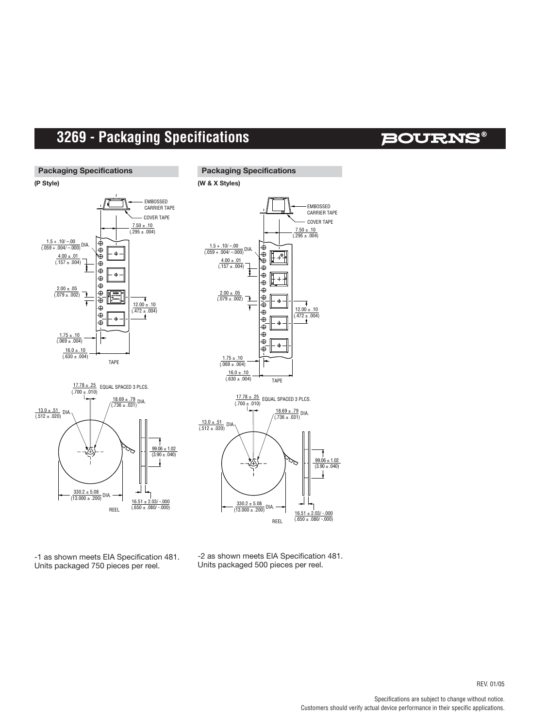# 3269 - Packaging Specifications

## Packaging Specifications

**(P Style)**

EMBOSSED CARRIER TAPE

COVER TAPE

7.50 ± .10
(.295 ± .004)

1.5 + .10/ –.00
(.059 + .004/ –.000) DIA.

4.00 ± .01
(.157 ± .004)

2.00 ± .05
(.079 ± .002)

12.00 ± .10
(.472 ± .004)

1.75 ± .10
(.069 ± .004)

16.0 ± .10
(.630 ± .004)

TAPE

17.78 ± .25
(.700 ± .010) EQUAL SPACED 3 PLCS.

18.69 ± .79
(.736 ± .031) DIA.

13.0 ± .51
(.512 ± .020) DIA.

99.06 ± 1.02
(3.90 ± .040)

330.2 ± 5.08
(13.000 ± .200) DIA.

16.51 ± 2.03/ -.000
(.650 ± .080/ -.000)

REEL

-1 as shown meets EIA Specification 481.
Units packaged 750 pieces per reel.

## Packaging Specifications

**(W & X Styles)**

EMBOSSED CARRIER TAPE

COVER TAPE

7.50 ± .10
(.295 ± .004)

1.5 + .10/ –.00
(.059 + .004/ –.000) DIA.

4.00 ± .01
(.157 ± .004)

2.00 ± .05
(.079 ± .002)

12.00 ± .10
(.472 ± .004)

1.75 ± .10
(.069 ± .004)

16.0 ± .10
(.630 ± .004)

TAPE

17.78 ± .25
(.700 ± .010) EQUAL SPACED 3 PLCS.

18.69 ± .79
(.736 ± .031) DIA.

13.0 ± .51
(.512 ± .020) DIA.

99.06 ± 1.02
(3.90 ± .040)

330.2 ± 5.08
(13.000 ± .200) DIA.

16.51 ± 2.03/ -.000
(.650 ± .080/ -.000)

REEL

-2 as shown meets EIA Specification 481.
Units packaged 500 pieces per reel.

REV. 01/05

Specifications are subject to change without notice.
Customers should verify actual device performance in their specific applications.